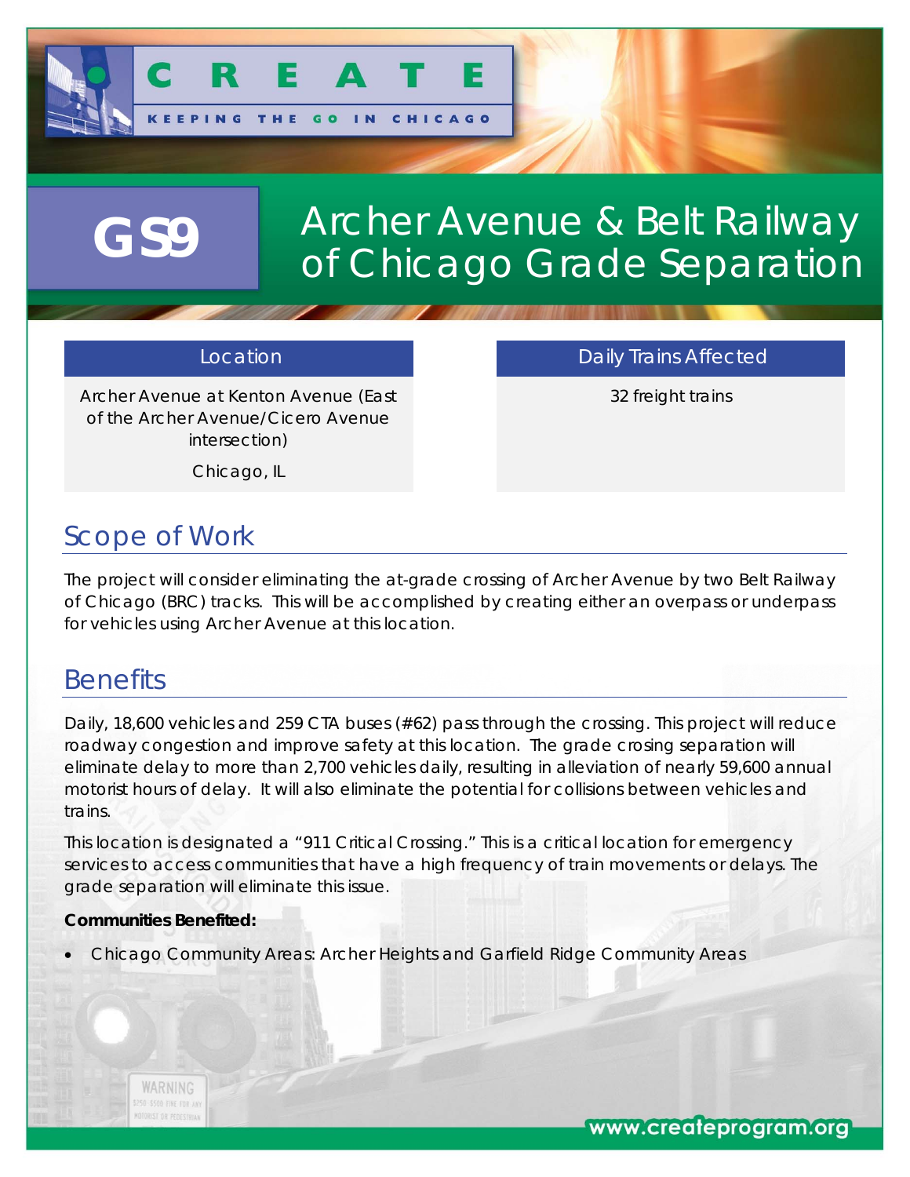# CREATE

KEEPING THE GO IN CHICAGO

# GS9 Archer Avenue & Belt Railway of Chicago Grade Separation

| Location | Daily Trains Affected |
| --- | --- |
| Archer Avenue at Kenton Avenue (East of the Archer Avenue/Cicero Avenue intersection)<br>Chicago, IL | 32 freight trains |

## Scope of Work

The project will consider eliminating the at-grade crossing of Archer Avenue by two Belt Railway of Chicago (BRC) tracks. This will be accomplished by creating either an overpass or underpass for vehicles using Archer Avenue at this location.

## Benefits

Daily, 18,600 vehicles and 259 CTA buses (#62) pass through the crossing. This project will reduce roadway congestion and improve safety at this location. The grade crosing separation will eliminate delay to more than 2,700 vehicles daily, resulting in alleviation of nearly 59,600 annual motorist hours of delay. It will also eliminate the potential for collisions between vehicles and trains.

This location is designated a "911 Critical Crossing." This is a critical location for emergency services to access communities that have a high frequency of train movements or delays. The grade separation will eliminate this issue.

**Communities Benefited:**

- Chicago Community Areas: Archer Heights and Garfield Ridge Community Areas

www.createprogram.org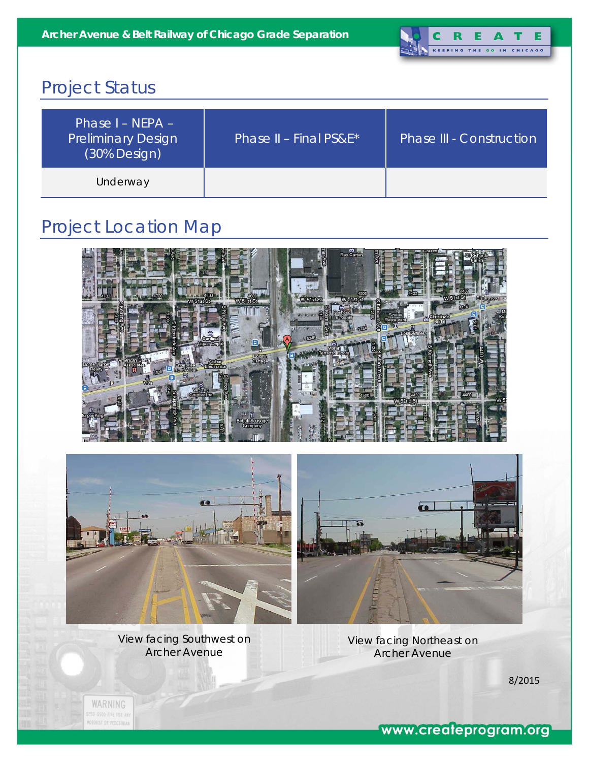## Project Status

| Phase I – NEPA – Preliminary Design (30% Design) | Phase II – Final PS&E* | Phase III - Construction |
|---|---|---|
| Underway | | |

## Project Location Map

View facing Southwest on Archer Avenue

View facing Northeast on Archer Avenue

8/2015